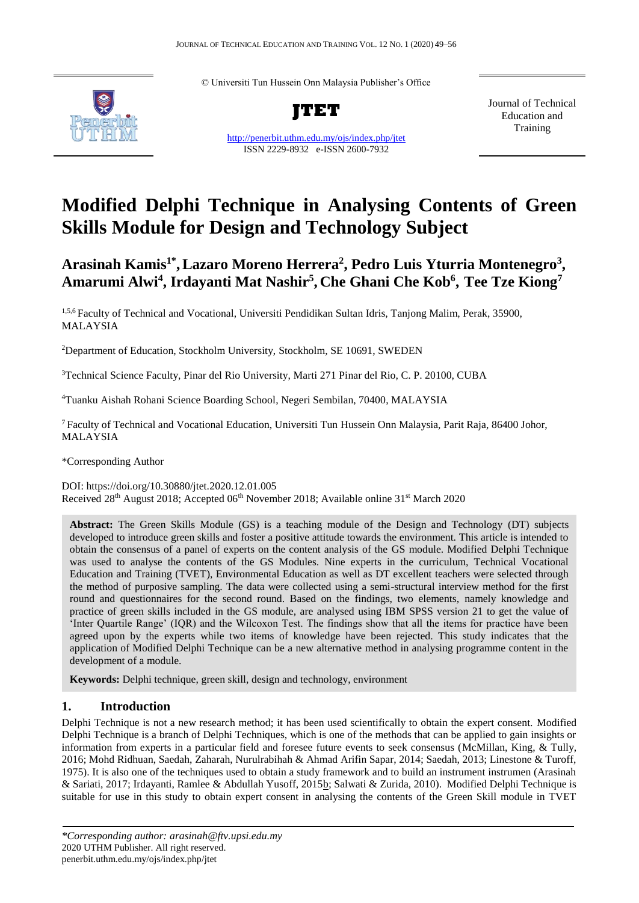© Universiti Tun Hussein Onn Malaysia Publisher's Office

**JTET**

http://penerbit.uthm.edu.my/ojs/index.php/jtet
ISSN 2229-8932 e-ISSN 2600-7932

Journal of Technical Education and Training

# Modified Delphi Technique in Analysing Contents of Green Skills Module for Design and Technology Subject

**Arasinah Kamis[1*], Lazaro Moreno Herrera[2], Pedro Luis Yturria Montenegro[3], Amarumi Alwi[4], Irdayanti Mat Nashir[5], Che Ghani Che Kob[6], Tee Tze Kiong[7]**

[1,5,6] Faculty of Technical and Vocational, Universiti Pendidikan Sultan Idris, Tanjong Malim, Perak, 35900, MALAYSIA

[2]Department of Education, Stockholm University, Stockholm, SE 10691, SWEDEN

[3]Technical Science Faculty, Pinar del Rio University, Marti 271 Pinar del Rio, C. P. 20100, CUBA

[4]Tuanku Aishah Rohani Science Boarding School, Negeri Sembilan, 70400, MALAYSIA

[7] Faculty of Technical and Vocational Education, Universiti Tun Hussein Onn Malaysia, Parit Raja, 86400 Johor, MALAYSIA

*Corresponding Author

DOI: https://doi.org/10.30880/jtet.2020.12.01.005
Received 28th August 2018; Accepted 06th November 2018; Available online 31st March 2020

**Abstract:** The Green Skills Module (GS) is a teaching module of the Design and Technology (DT) subjects developed to introduce green skills and foster a positive attitude towards the environment. This article is intended to obtain the consensus of a panel of experts on the content analysis of the GS module. Modified Delphi Technique was used to analyse the contents of the GS Modules. Nine experts in the curriculum, Technical Vocational Education and Training (TVET), Environmental Education as well as DT excellent teachers were selected through the method of purposive sampling. The data were collected using a semi-structural interview method for the first round and questionnaires for the second round. Based on the findings, two elements, namely knowledge and practice of green skills included in the GS module, are analysed using IBM SPSS version 21 to get the value of 'Inter Quartile Range' (IQR) and the Wilcoxon Test. The findings show that all the items for practice have been agreed upon by the experts while two items of knowledge have been rejected. This study indicates that the application of Modified Delphi Technique can be a new alternative method in analysing programme content in the development of a module.

**Keywords:** Delphi technique, green skill, design and technology, environment

## 1. Introduction

Delphi Technique is not a new research method; it has been used scientifically to obtain the expert consent. Modified Delphi Technique is a branch of Delphi Techniques, which is one of the methods that can be applied to gain insights or information from experts in a particular field and foresee future events to seek consensus (McMillan, King, & Tully, 2016; Mohd Ridhuan, Saedah, Zaharah, Nurulrabihah & Ahmad Arifin Sapar, 2014; Saedah, 2013; Linestone & Turoff, 1975). It is also one of the techniques used to obtain a study framework and to build an instrument instrumen (Arasinah & Sariati, 2017; Irdayanti, Ramlee & Abdullah Yusoff, 2015b; Salwati & Zurida, 2010). Modified Delphi Technique is suitable for use in this study to obtain expert consent in analysing the contents of the Green Skill module in TVET

*\*Corresponding author: arasinah@ftv.upsi.edu.my*
2020 UTHM Publisher. All right reserved.
penerbit.uthm.edu.my/ojs/index.php/jtet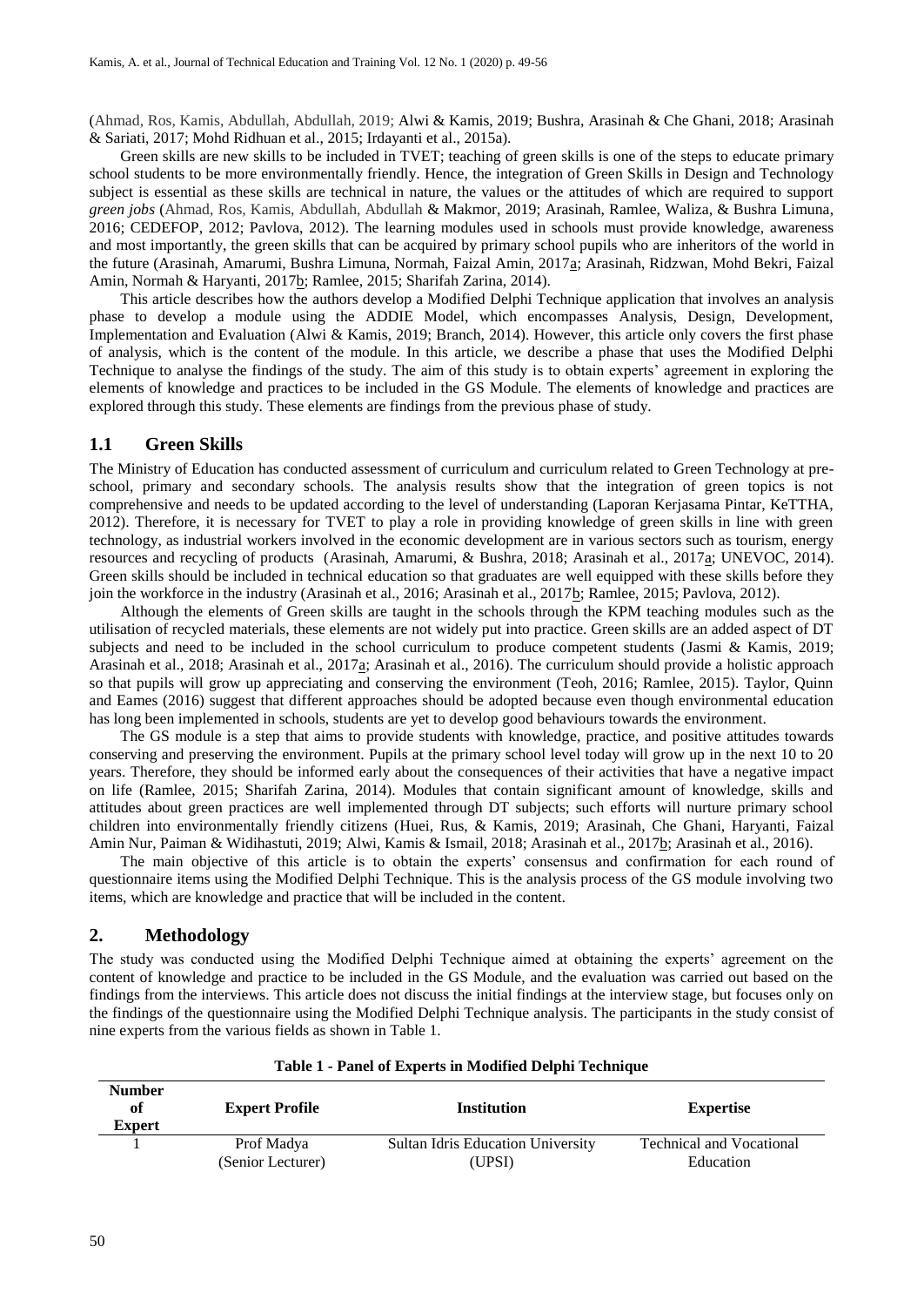(Ahmad, Ros, Kamis, Abdullah, Abdullah, 2019; Alwi & Kamis, 2019; Bushra, Arasinah & Che Ghani, 2018; Arasinah & Sariati, 2017; Mohd Ridhuan et al., 2015; Irdayanti et al., 2015a).

Green skills are new skills to be included in TVET; teaching of green skills is one of the steps to educate primary school students to be more environmentally friendly. Hence, the integration of Green Skills in Design and Technology subject is essential as these skills are technical in nature, the values or the attitudes of which are required to support *green jobs* (Ahmad, Ros, Kamis, Abdullah, Abdullah & Makmor, 2019; Arasinah, Ramlee, Waliza, & Bushra Limuna, 2016; CEDEFOP, 2012; Pavlova, 2012). The learning modules used in schools must provide knowledge, awareness and most importantly, the green skills that can be acquired by primary school pupils who are inheritors of the world in the future (Arasinah, Amarumi, Bushra Limuna, Normah, Faizal Amin, 2017a; Arasinah, Ridzwan, Mohd Bekri, Faizal Amin, Normah & Haryanti, 2017b; Ramlee, 2015; Sharifah Zarina, 2014).

This article describes how the authors develop a Modified Delphi Technique application that involves an analysis phase to develop a module using the ADDIE Model, which encompasses Analysis, Design, Development, Implementation and Evaluation (Alwi & Kamis, 2019; Branch, 2014). However, this article only covers the first phase of analysis, which is the content of the module. In this article, we describe a phase that uses the Modified Delphi Technique to analyse the findings of the study. The aim of this study is to obtain experts' agreement in exploring the elements of knowledge and practices to be included in the GS Module. The elements of knowledge and practices are explored through this study. These elements are findings from the previous phase of study.

## 1.1 Green Skills

The Ministry of Education has conducted assessment of curriculum and curriculum related to Green Technology at pre-school, primary and secondary schools. The analysis results show that the integration of green topics is not comprehensive and needs to be updated according to the level of understanding (Laporan Kerjasama Pintar, KeTTHA, 2012). Therefore, it is necessary for TVET to play a role in providing knowledge of green skills in line with green technology, as industrial workers involved in the economic development are in various sectors such as tourism, energy resources and recycling of products (Arasinah, Amarumi, & Bushra, 2018; Arasinah et al., 2017a; UNEVOC, 2014). Green skills should be included in technical education so that graduates are well equipped with these skills before they join the workforce in the industry (Arasinah et al., 2016; Arasinah et al., 2017b; Ramlee, 2015; Pavlova, 2012).

Although the elements of Green skills are taught in the schools through the KPM teaching modules such as the utilisation of recycled materials, these elements are not widely put into practice. Green skills are an added aspect of DT subjects and need to be included in the school curriculum to produce competent students (Jasmi & Kamis, 2019; Arasinah et al., 2018; Arasinah et al., 2017a; Arasinah et al., 2016). The curriculum should provide a holistic approach so that pupils will grow up appreciating and conserving the environment (Teoh, 2016; Ramlee, 2015). Taylor, Quinn and Eames (2016) suggest that different approaches should be adopted because even though environmental education has long been implemented in schools, students are yet to develop good behaviours towards the environment.

The GS module is a step that aims to provide students with knowledge, practice, and positive attitudes towards conserving and preserving the environment. Pupils at the primary school level today will grow up in the next 10 to 20 years. Therefore, they should be informed early about the consequences of their activities that have a negative impact on life (Ramlee, 2015; Sharifah Zarina, 2014). Modules that contain significant amount of knowledge, skills and attitudes about green practices are well implemented through DT subjects; such efforts will nurture primary school children into environmentally friendly citizens (Huei, Rus, & Kamis, 2019; Arasinah, Che Ghani, Haryanti, Faizal Amin Nur, Paiman & Widihastuti, 2019; Alwi, Kamis & Ismail, 2018; Arasinah et al., 2017b; Arasinah et al., 2016).

The main objective of this article is to obtain the experts' consensus and confirmation for each round of questionnaire items using the Modified Delphi Technique. This is the analysis process of the GS module involving two items, which are knowledge and practice that will be included in the content.

## 2. Methodology

The study was conducted using the Modified Delphi Technique aimed at obtaining the experts' agreement on the content of knowledge and practice to be included in the GS Module, and the evaluation was carried out based on the findings from the interviews. This article does not discuss the initial findings at the interview stage, but focuses only on the findings of the questionnaire using the Modified Delphi Technique analysis. The participants in the study consist of nine experts from the various fields as shown in Table 1.

**Table 1 - Panel of Experts in Modified Delphi Technique**

| Number of Expert | Expert Profile | Institution | Expertise |
|---|---|---|---|
| 1 | Prof Madya (Senior Lecturer) | Sultan Idris Education University (UPSI) | Technical and Vocational Education |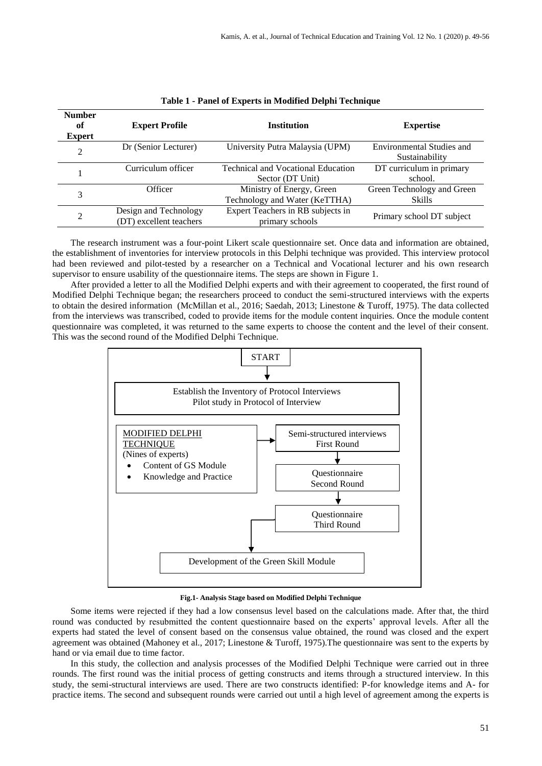**Table 1 - Panel of Experts in Modified Delphi Technique**

| Number of Expert | Expert Profile | Institution | Expertise |
|---|---|---|---|
| 2 | Dr (Senior Lecturer) | University Putra Malaysia (UPM) | Environmental Studies and Sustainability |
| 1 | Curriculum officer | Technical and Vocational Education Sector (DT Unit) | DT curriculum in primary school. |
| 3 | Officer | Ministry of Energy, Green Technology and Water (KeTTHA) | Green Technology and Green Skills |
| 2 | Design and Technology (DT) excellent teachers | Expert Teachers in RB subjects in primary schools | Primary school DT subject |

The research instrument was a four-point Likert scale questionnaire set. Once data and information are obtained, the establishment of inventories for interview protocols in this Delphi technique was provided. This interview protocol had been reviewed and pilot-tested by a researcher on a Technical and Vocational lecturer and his own research supervisor to ensure usability of the questionnaire items. The steps are shown in Figure 1.

After provided a letter to all the Modified Delphi experts and with their agreement to cooperated, the first round of Modified Delphi Technique began; the researchers proceed to conduct the semi-structured interviews with the experts to obtain the desired information (McMillan et al., 2016; Saedah, 2013; Linestone & Turoff, 1975). The data collected from the interviews was transcribed, coded to provide items for the module content inquiries. Once the module content questionnaire was completed, it was returned to the same experts to choose the content and the level of their consent. This was the second round of the Modified Delphi Technique.

START

↓

Establish the Inventory of Protocol Interviews
Pilot study in Protocol of Interview

MODIFIED DELPHI TECHNIQUE
(Nines of experts)

- Content of GS Module
- Knowledge and Practice

→ Semi-structured interviews First Round

↓

Questionnaire Second Round

↓

Questionnaire Third Round

↓

Development of the Green Skill Module

**Fig.1- Analysis Stage based on Modified Delphi Technique**

Some items were rejected if they had a low consensus level based on the calculations made. After that, the third round was conducted by resubmitted the content questionnaire based on the experts' approval levels. After all the experts had stated the level of consent based on the consensus value obtained, the round was closed and the expert agreement was obtained (Mahoney et al., 2017; Linestone & Turoff, 1975).The questionnaire was sent to the experts by hand or via email due to time factor.

In this study, the collection and analysis processes of the Modified Delphi Technique were carried out in three rounds. The first round was the initial process of getting constructs and items through a structured interview. In this study, the semi-structural interviews are used. There are two constructs identified: P-for knowledge items and A- for practice items. The second and subsequent rounds were carried out until a high level of agreement among the experts is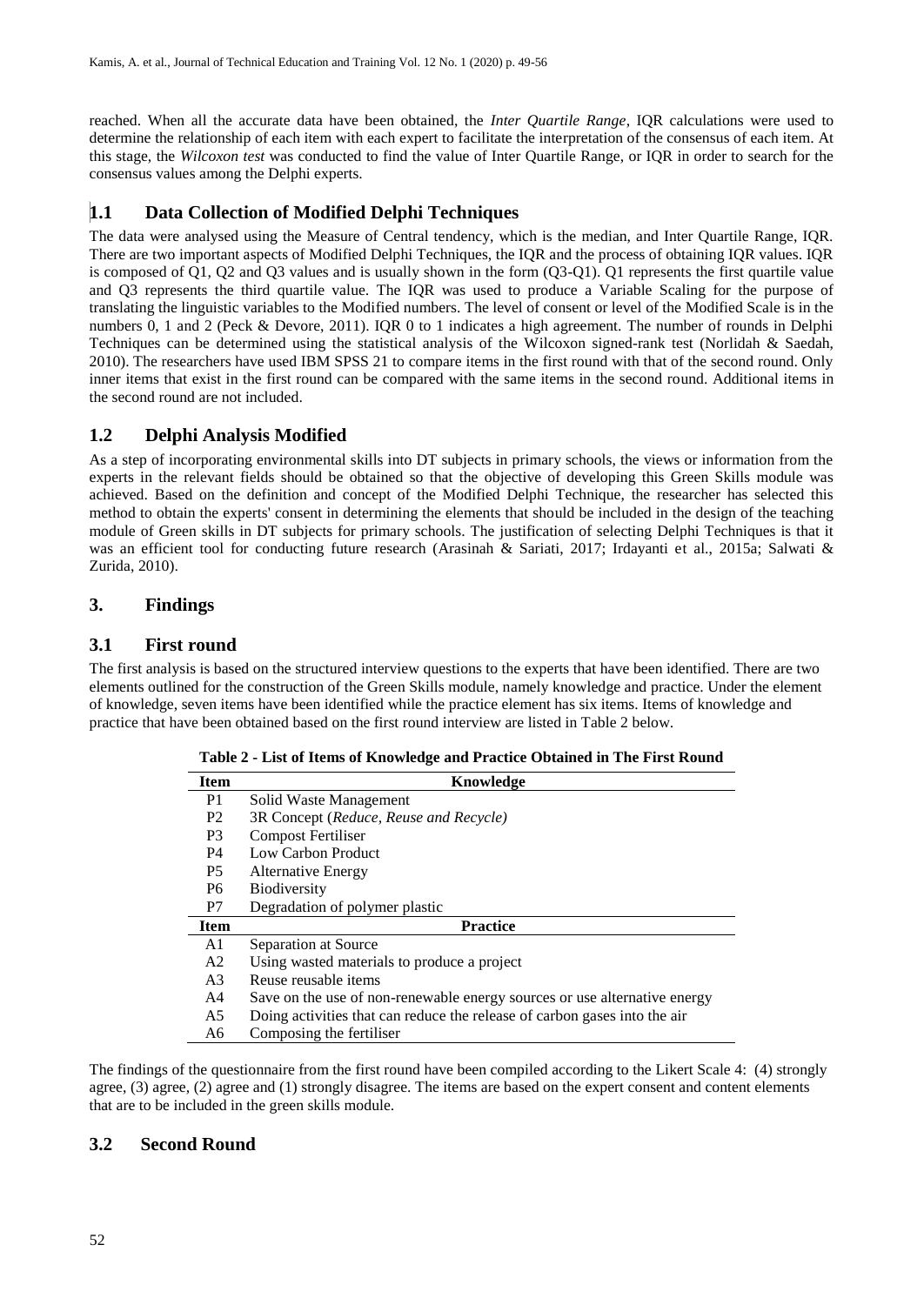reached. When all the accurate data have been obtained, the *Inter Quartile Range*, IQR calculations were used to determine the relationship of each item with each expert to facilitate the interpretation of the consensus of each item. At this stage, the *Wilcoxon test* was conducted to find the value of Inter Quartile Range, or IQR in order to search for the consensus values among the Delphi experts.

## 1.1 Data Collection of Modified Delphi Techniques

The data were analysed using the Measure of Central tendency, which is the median, and Inter Quartile Range, IQR. There are two important aspects of Modified Delphi Techniques, the IQR and the process of obtaining IQR values. IQR is composed of Q1, Q2 and Q3 values and is usually shown in the form (Q3-Q1). Q1 represents the first quartile value and Q3 represents the third quartile value. The IQR was used to produce a Variable Scaling for the purpose of translating the linguistic variables to the Modified numbers. The level of consent or level of the Modified Scale is in the numbers 0, 1 and 2 (Peck & Devore, 2011). IQR 0 to 1 indicates a high agreement. The number of rounds in Delphi Techniques can be determined using the statistical analysis of the Wilcoxon signed-rank test (Norlidah & Saedah, 2010). The researchers have used IBM SPSS 21 to compare items in the first round with that of the second round. Only inner items that exist in the first round can be compared with the same items in the second round. Additional items in the second round are not included.

## 1.2 Delphi Analysis Modified

As a step of incorporating environmental skills into DT subjects in primary schools, the views or information from the experts in the relevant fields should be obtained so that the objective of developing this Green Skills module was achieved. Based on the definition and concept of the Modified Delphi Technique, the researcher has selected this method to obtain the experts' consent in determining the elements that should be included in the design of the teaching module of Green skills in DT subjects for primary schools. The justification of selecting Delphi Techniques is that it was an efficient tool for conducting future research (Arasinah & Sariati, 2017; Irdayanti et al., 2015a; Salwati & Zurida, 2010).

## 3. Findings

## 3.1 First round

The first analysis is based on the structured interview questions to the experts that have been identified. There are two elements outlined for the construction of the Green Skills module, namely knowledge and practice. Under the element of knowledge, seven items have been identified while the practice element has six items. Items of knowledge and practice that have been obtained based on the first round interview are listed in Table 2 below.

**Table 2 - List of Items of Knowledge and Practice Obtained in The First Round**

| Item | Knowledge |
|---|---|
| P1 | Solid Waste Management |
| P2 | 3R Concept (*Reduce, Reuse and Recycle)* |
| P3 | Compost Fertiliser |
| P4 | Low Carbon Product |
| P5 | Alternative Energy |
| P6 | Biodiversity |
| P7 | Degradation of polymer plastic |
| **Item** | **Practice** |
| A1 | Separation at Source |
| A2 | Using wasted materials to produce a project |
| A3 | Reuse reusable items |
| A4 | Save on the use of non-renewable energy sources or use alternative energy |
| A5 | Doing activities that can reduce the release of carbon gases into the air |
| A6 | Composing the fertiliser |

The findings of the questionnaire from the first round have been compiled according to the Likert Scale 4: (4) strongly agree, (3) agree, (2) agree and (1) strongly disagree. The items are based on the expert consent and content elements that are to be included in the green skills module.

## 3.2 Second Round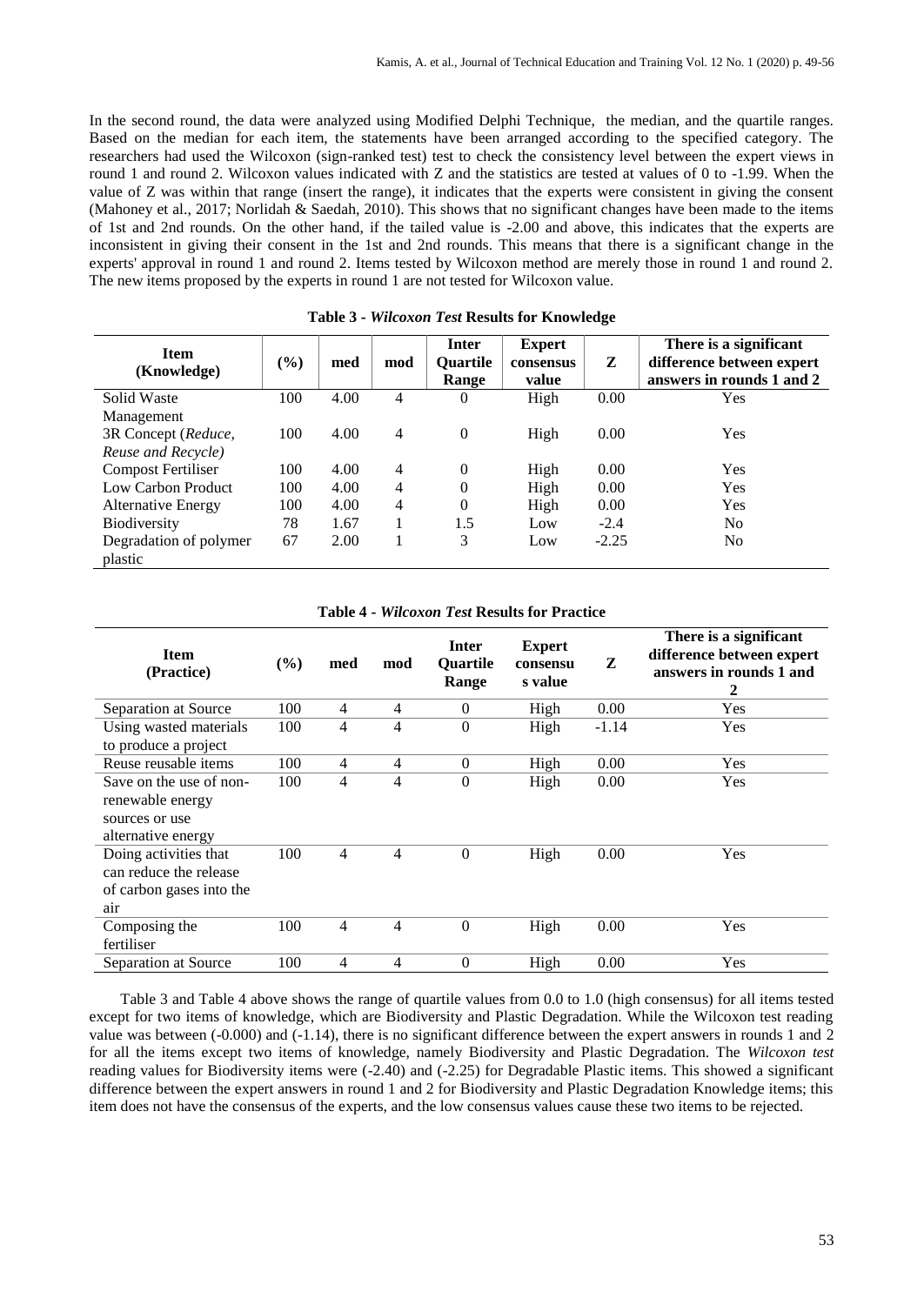In the second round, the data were analyzed using Modified Delphi Technique, the median, and the quartile ranges. Based on the median for each item, the statements have been arranged according to the specified category. The researchers had used the Wilcoxon (sign-ranked test) test to check the consistency level between the expert views in round 1 and round 2. Wilcoxon values indicated with Z and the statistics are tested at values of 0 to -1.99. When the value of Z was within that range (insert the range), it indicates that the experts were consistent in giving the consent (Mahoney et al., 2017; Norlidah & Saedah, 2010). This shows that no significant changes have been made to the items of 1st and 2nd rounds. On the other hand, if the tailed value is -2.00 and above, this indicates that the experts are inconsistent in giving their consent in the 1st and 2nd rounds. This means that there is a significant change in the experts' approval in round 1 and round 2. Items tested by Wilcoxon method are merely those in round 1 and round 2. The new items proposed by the experts in round 1 are not tested for Wilcoxon value.

**Table 3 - *Wilcoxon Test* Results for Knowledge**

| Item (Knowledge) | (%) | med | mod | Inter Quartile Range | Expert consensus value | Z | There is a significant difference between expert answers in rounds 1 and 2 |
|---|---|---|---|---|---|---|---|
| Solid Waste Management | 100 | 4.00 | 4 | 0 | High | 0.00 | Yes |
| 3R Concept (*Reduce, Reuse and Recycle)* | 100 | 4.00 | 4 | 0 | High | 0.00 | Yes |
| Compost Fertiliser | 100 | 4.00 | 4 | 0 | High | 0.00 | Yes |
| Low Carbon Product | 100 | 4.00 | 4 | 0 | High | 0.00 | Yes |
| Alternative Energy | 100 | 4.00 | 4 | 0 | High | 0.00 | Yes |
| Biodiversity | 78 | 1.67 | 1 | 1.5 | Low | -2.4 | No |
| Degradation of polymer plastic | 67 | 2.00 | 1 | 3 | Low | -2.25 | No |

**Table 4 - *Wilcoxon Test* Results for Practice**

| Item (Practice) | (%) | med | mod | Inter Quartile Range | Expert consensus value | Z | There is a significant difference between expert answers in rounds 1 and 2 |
|---|---|---|---|---|---|---|---|
| Separation at Source | 100 | 4 | 4 | 0 | High | 0.00 | Yes |
| Using wasted materials to produce a project | 100 | 4 | 4 | 0 | High | -1.14 | Yes |
| Reuse reusable items | 100 | 4 | 4 | 0 | High | 0.00 | Yes |
| Save on the use of non-renewable energy sources or use alternative energy | 100 | 4 | 4 | 0 | High | 0.00 | Yes |
| Doing activities that can reduce the release of carbon gases into the air | 100 | 4 | 4 | 0 | High | 0.00 | Yes |
| Composing the fertiliser | 100 | 4 | 4 | 0 | High | 0.00 | Yes |
| Separation at Source | 100 | 4 | 4 | 0 | High | 0.00 | Yes |

Table 3 and Table 4 above shows the range of quartile values from 0.0 to 1.0 (high consensus) for all items tested except for two items of knowledge, which are Biodiversity and Plastic Degradation. While the Wilcoxon test reading value was between (-0.000) and (-1.14), there is no significant difference between the expert answers in rounds 1 and 2 for all the items except two items of knowledge, namely Biodiversity and Plastic Degradation. The *Wilcoxon test* reading values for Biodiversity items were (-2.40) and (-2.25) for Degradable Plastic items. This showed a significant difference between the expert answers in round 1 and 2 for Biodiversity and Plastic Degradation Knowledge items; this item does not have the consensus of the experts, and the low consensus values cause these two items to be rejected.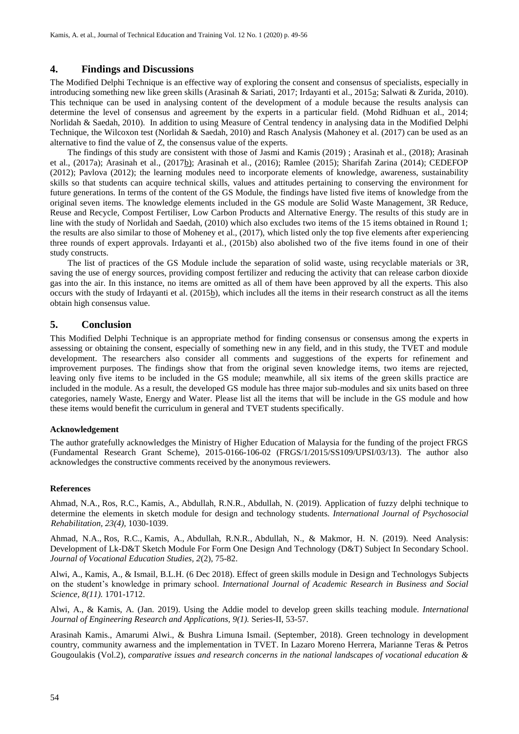## 4. Findings and Discussions

The Modified Delphi Technique is an effective way of exploring the consent and consensus of specialists, especially in introducing something new like green skills (Arasinah & Sariati, 2017; Irdayanti et al., 2015a; Salwati & Zurida, 2010). This technique can be used in analysing content of the development of a module because the results analysis can determine the level of consensus and agreement by the experts in a particular field. (Mohd Ridhuan et al., 2014; Norlidah & Saedah, 2010). In addition to using Measure of Central tendency in analysing data in the Modified Delphi Technique, the Wilcoxon test (Norlidah & Saedah, 2010) and Rasch Analysis (Mahoney et al. (2017) can be used as an alternative to find the value of Z, the consensus value of the experts.

The findings of this study are consistent with those of Jasmi and Kamis (2019) ; Arasinah et al., (2018); Arasinah et al., (2017a); Arasinah et al., (2017b); Arasinah et al., (2016); Ramlee (2015); Sharifah Zarina (2014); CEDEFOP (2012); Pavlova (2012); the learning modules need to incorporate elements of knowledge, awareness, sustainability skills so that students can acquire technical skills, values and attitudes pertaining to conserving the environment for future generations. In terms of the content of the GS Module, the findings have listed five items of knowledge from the original seven items. The knowledge elements included in the GS module are Solid Waste Management, 3R Reduce, Reuse and Recycle, Compost Fertiliser, Low Carbon Products and Alternative Energy. The results of this study are in line with the study of Norlidah and Saedah, (2010) which also excludes two items of the 15 items obtained in Round 1; the results are also similar to those of Moheney et al., (2017), which listed only the top five elements after experiencing three rounds of expert approvals. Irdayanti et al., (2015b) also abolished two of the five items found in one of their study constructs.

The list of practices of the GS Module include the separation of solid waste, using recyclable materials or 3R, saving the use of energy sources, providing compost fertilizer and reducing the activity that can release carbon dioxide gas into the air. In this instance, no items are omitted as all of them have been approved by all the experts. This also occurs with the study of Irdayanti et al. (2015b), which includes all the items in their research construct as all the items obtain high consensus value.

## 5. Conclusion

This Modified Delphi Technique is an appropriate method for finding consensus or consensus among the experts in assessing or obtaining the consent, especially of something new in any field, and in this study, the TVET and module development. The researchers also consider all comments and suggestions of the experts for refinement and improvement purposes. The findings show that from the original seven knowledge items, two items are rejected, leaving only five items to be included in the GS module; meanwhile, all six items of the green skills practice are included in the module. As a result, the developed GS module has three major sub-modules and six units based on three categories, namely Waste, Energy and Water. Please list all the items that will be include in the GS module and how these items would benefit the curriculum in general and TVET students specifically.

#### Acknowledgement

The author gratefully acknowledges the Ministry of Higher Education of Malaysia for the funding of the project FRGS (Fundamental Research Grant Scheme), 2015-0166-106-02 (FRGS/1/2015/SS109/UPSI/03/13). The author also acknowledges the constructive comments received by the anonymous reviewers.

#### References

Ahmad, N.A., Ros, R.C., Kamis, A., Abdullah, R.N.R., Abdullah, N. (2019). Application of fuzzy delphi technique to determine the elements in sketch module for design and technology students. *International Journal of Psychosocial Rehabilitation, 23(4),* 1030-1039.

Ahmad, N.A., Ros, R.C., Kamis, A., Abdullah, R.N.R., Abdullah, N., & Makmor, H. N. (2019). Need Analysis: Development of Lk-D&T Sketch Module For Form One Design And Technology (D&T) Subject In Secondary School. *Journal of Vocational Education Studies, 2*(2), 75-82.

Alwi, A., Kamis, A., & Ismail, B.L.H. (6 Dec 2018). Effect of green skills module in Design and Technologys Subjects on the student's knowledge in primary school. *International Journal of Academic Research in Business and Social Science, 8(11).* 1701-1712.

Alwi, A., & Kamis, A. (Jan. 2019). Using the Addie model to develop green skills teaching module. *International Journal of Engineering Research and Applications, 9(1).* Series-II, 53-57.

Arasinah Kamis., Amarumi Alwi., & Bushra Limuna Ismail. (September, 2018). Green technology in development country, community awarness and the implementation in TVET. In Lazaro Moreno Herrera, Marianne Teras & Petros Gougoulakis (Vol.2), *comparative issues and research concerns in the national landscapes of vocational education &*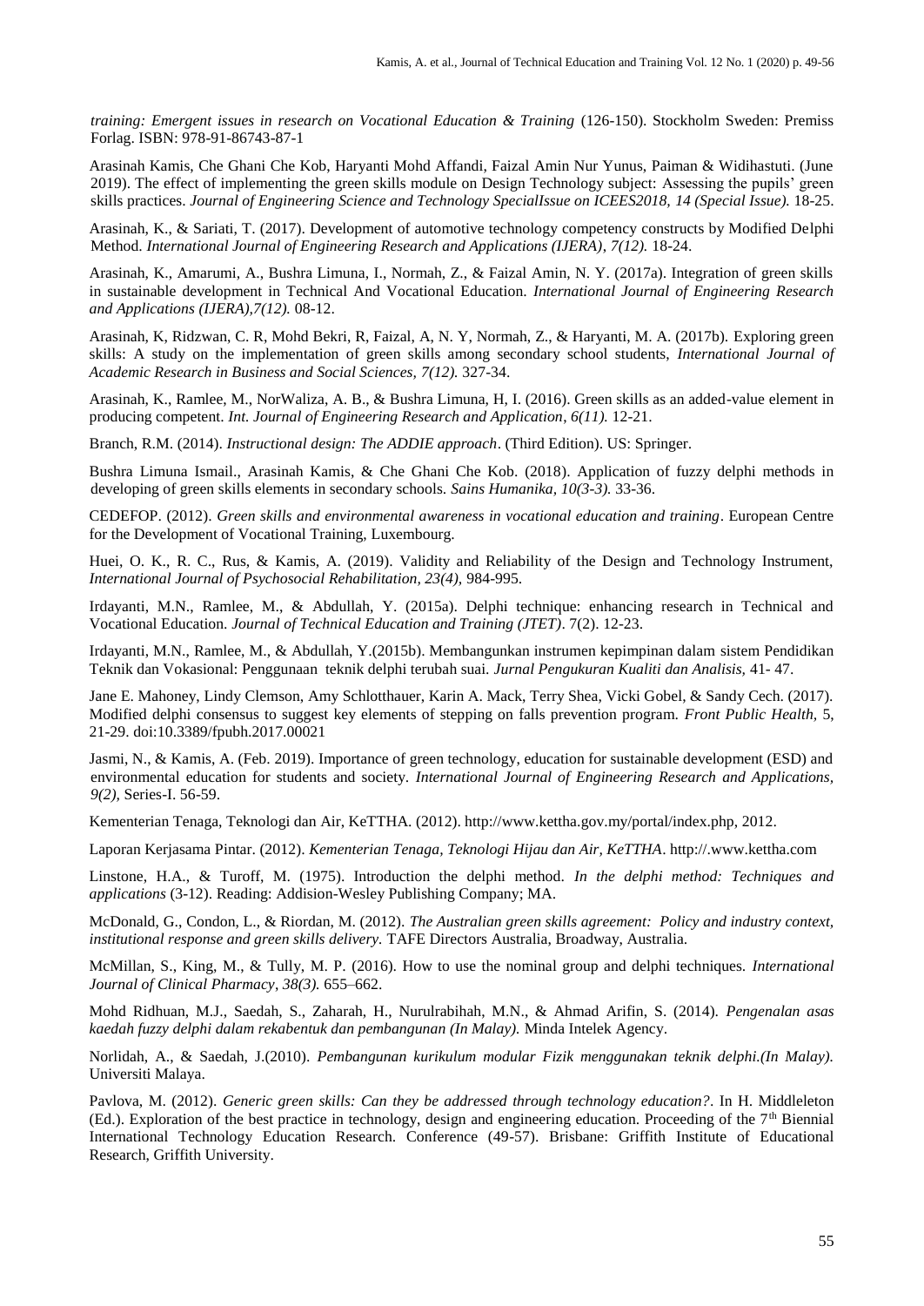*training: Emergent issues in research on Vocational Education & Training* (126-150). Stockholm Sweden: Premiss Forlag. ISBN: 978-91-86743-87-1

Arasinah Kamis, Che Ghani Che Kob, Haryanti Mohd Affandi, Faizal Amin Nur Yunus, Paiman & Widihastuti. (June 2019). The effect of implementing the green skills module on Design Technology subject: Assessing the pupils' green skills practices. *Journal of Engineering Science and Technology SpecialIssue on ICEES2018, 14 (Special Issue).* 18-25.

Arasinah, K., & Sariati, T. (2017). Development of automotive technology competency constructs by Modified Delphi Method. *International Journal of Engineering Research and Applications (IJERA)*, *7(12).* 18-24.

Arasinah, K., Amarumi, A., Bushra Limuna, I., Normah, Z., & Faizal Amin, N. Y. (2017a). Integration of green skills in sustainable development in Technical And Vocational Education. *International Journal of Engineering Research and Applications (IJERA),7(12).* 08-12.

Arasinah, K, Ridzwan, C. R, Mohd Bekri, R, Faizal, A, N. Y, Normah, Z., & Haryanti, M. A. (2017b). Exploring green skills: A study on the implementation of green skills among secondary school students, *International Journal of Academic Research in Business and Social Sciences, 7(12).* 327-34.

Arasinah, K., Ramlee, M., NorWaliza, A. B., & Bushra Limuna, H, I. (2016). Green skills as an added-value element in producing competent. *Int. Journal of Engineering Research and Application*, *6(11).* 12-21.

Branch, R.M. (2014). *Instructional design: The ADDIE approach*. (Third Edition). US: Springer.

Bushra Limuna Ismail., Arasinah Kamis, & Che Ghani Che Kob. (2018). Application of fuzzy delphi methods in developing of green skills elements in secondary schools. *Sains Humanika, 10(3-3).* 33-36.

CEDEFOP. (2012). *Green skills and environmental awareness in vocational education and training*. European Centre for the Development of Vocational Training, Luxembourg.

Huei, O. K., R. C., Rus, & Kamis, A. (2019). Validity and Reliability of the Design and Technology Instrument, *International Journal of Psychosocial Rehabilitation, 23(4),* 984-995.

Irdayanti, M.N., Ramlee, M., & Abdullah, Y. (2015a). Delphi technique: enhancing research in Technical and Vocational Education. *Journal of Technical Education and Training (JTET)*. 7(2). 12-23.

Irdayanti, M.N., Ramlee, M., & Abdullah, Y.(2015b). Membangunkan instrumen kepimpinan dalam sistem Pendidikan Teknik dan Vokasional: Penggunaan teknik delphi terubah suai. *Jurnal Pengukuran Kualiti dan Analisis,* 41- 47.

Jane E. Mahoney, Lindy Clemson, Amy Schlotthauer, Karin A. Mack, Terry Shea, Vicki Gobel, & Sandy Cech. (2017). Modified delphi consensus to suggest key elements of stepping on falls prevention program. *Front Public Health*, 5, 21-29. doi:10.3389/fpubh.2017.00021

Jasmi, N., & Kamis, A. (Feb. 2019). Importance of green technology, education for sustainable development (ESD) and environmental education for students and society. *International Journal of Engineering Research and Applications, 9(2),* Series-I. 56-59.

Kementerian Tenaga, Teknologi dan Air, KeTTHA. (2012). http://www.kettha.gov.my/portal/index.php, 2012.

Laporan Kerjasama Pintar. (2012). *Kementerian Tenaga, Teknologi Hijau dan Air, KeTTHA*. http://.www.kettha.com

Linstone, H.A., & Turoff, M. (1975). Introduction the delphi method. *In the delphi method: Techniques and applications* (3-12). Reading: Addision-Wesley Publishing Company; MA.

McDonald, G., Condon, L., & Riordan, M. (2012). *The Australian green skills agreement: Policy and industry context, institutional response and green skills delivery.* TAFE Directors Australia, Broadway, Australia.

McMillan, S., King, M., & Tully, M. P. (2016). How to use the nominal group and delphi techniques. *International Journal of Clinical Pharmacy*, *38(3).* 655–662.

Mohd Ridhuan, M.J., Saedah, S., Zaharah, H., Nurulrabihah, M.N., & Ahmad Arifin, S. (2014). *Pengenalan asas kaedah fuzzy delphi dalam rekabentuk dan pembangunan (In Malay).* Minda Intelek Agency.

Norlidah, A., & Saedah, J.(2010). *Pembangunan kurikulum modular Fizik menggunakan teknik delphi.(In Malay).* Universiti Malaya.

Pavlova, M. (2012). *Generic green skills: Can they be addressed through technology education?*. In H. Middleleton (Ed.). Exploration of the best practice in technology, design and engineering education. Proceeding of the 7th Biennial International Technology Education Research. Conference (49-57). Brisbane: Griffith Institute of Educational Research, Griffith University.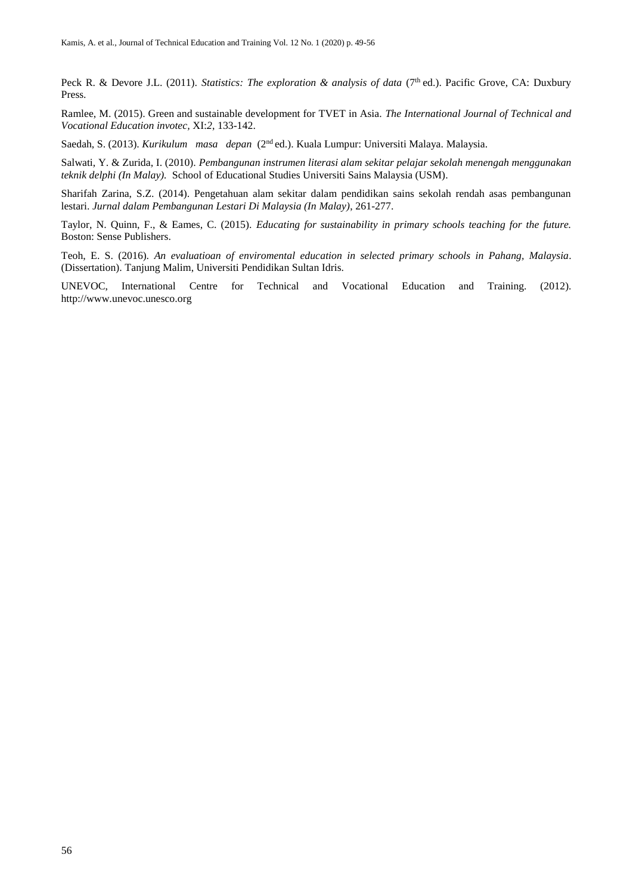Peck R. & Devore J.L. (2011). *Statistics: The exploration & analysis of data* (7th ed.). Pacific Grove, CA: Duxbury Press.

Ramlee, M. (2015). Green and sustainable development for TVET in Asia. *The International Journal of Technical and Vocational Education invotec,* XI:*2*, 133-142.

Saedah, S. (2013). *Kurikulum masa depan* (2nd ed.). Kuala Lumpur: Universiti Malaya. Malaysia.

Salwati, Y. & Zurida, I. (2010). *Pembangunan instrumen literasi alam sekitar pelajar sekolah menengah menggunakan teknik delphi (In Malay).* School of Educational Studies Universiti Sains Malaysia (USM).

Sharifah Zarina, S.Z. (2014). Pengetahuan alam sekitar dalam pendidikan sains sekolah rendah asas pembangunan lestari. *Jurnal dalam Pembangunan Lestari Di Malaysia (In Malay)*, 261-277.

Taylor, N. Quinn, F., & Eames, C. (2015). *Educating for sustainability in primary schools teaching for the future.* Boston: Sense Publishers.

Teoh, E. S. (2016). *An evaluatioan of enviromental education in selected primary schools in Pahang, Malaysia*. (Dissertation). Tanjung Malim, Universiti Pendidikan Sultan Idris.

UNEVOC, International Centre for Technical and Vocational Education and Training. (2012). http://www.unevoc.unesco.org